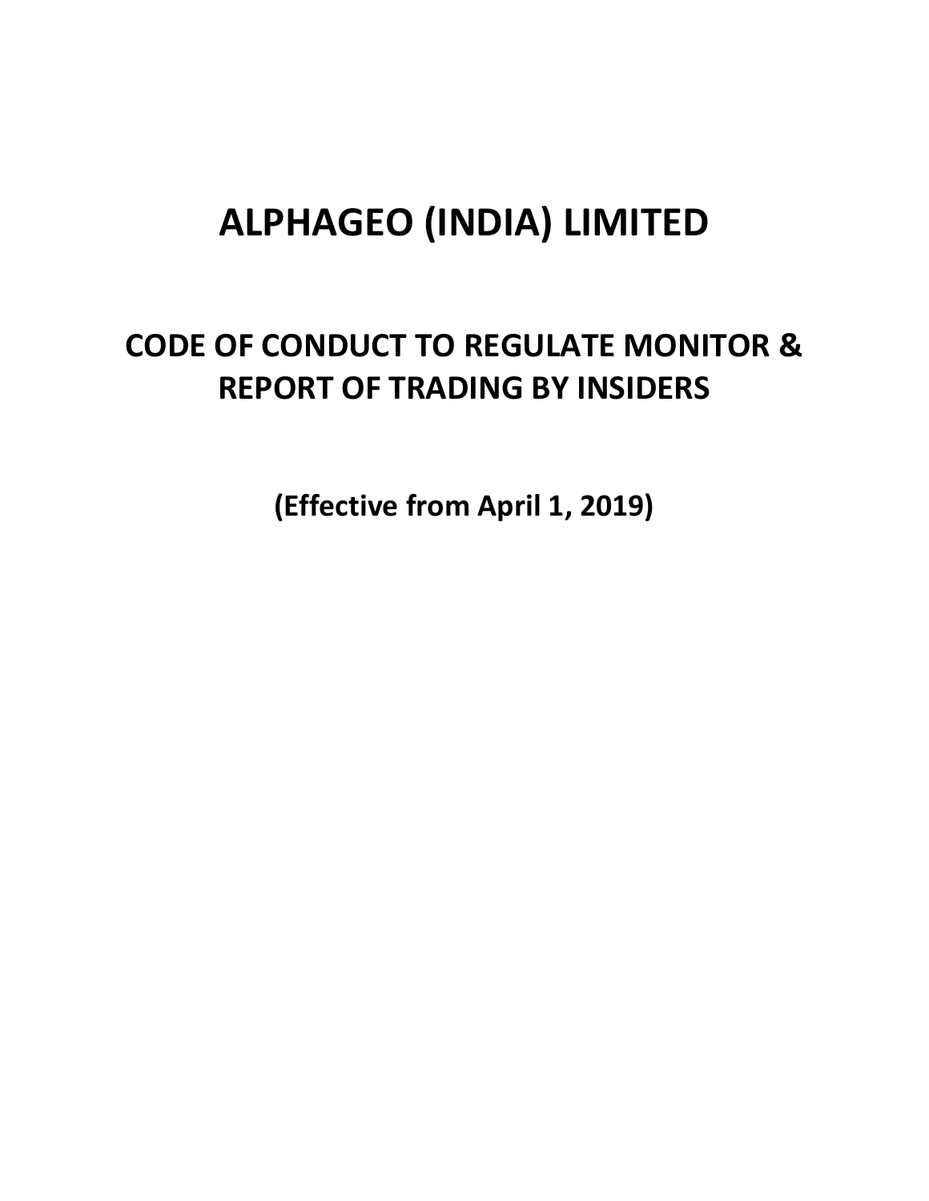# ALPHAGEO (INDIA) LIMITED

## CODE OF CONDUCT TO REGULATE MONITOR & REPORT OF TRADING BY INSIDERS

**(Effective from April 1, 2019)**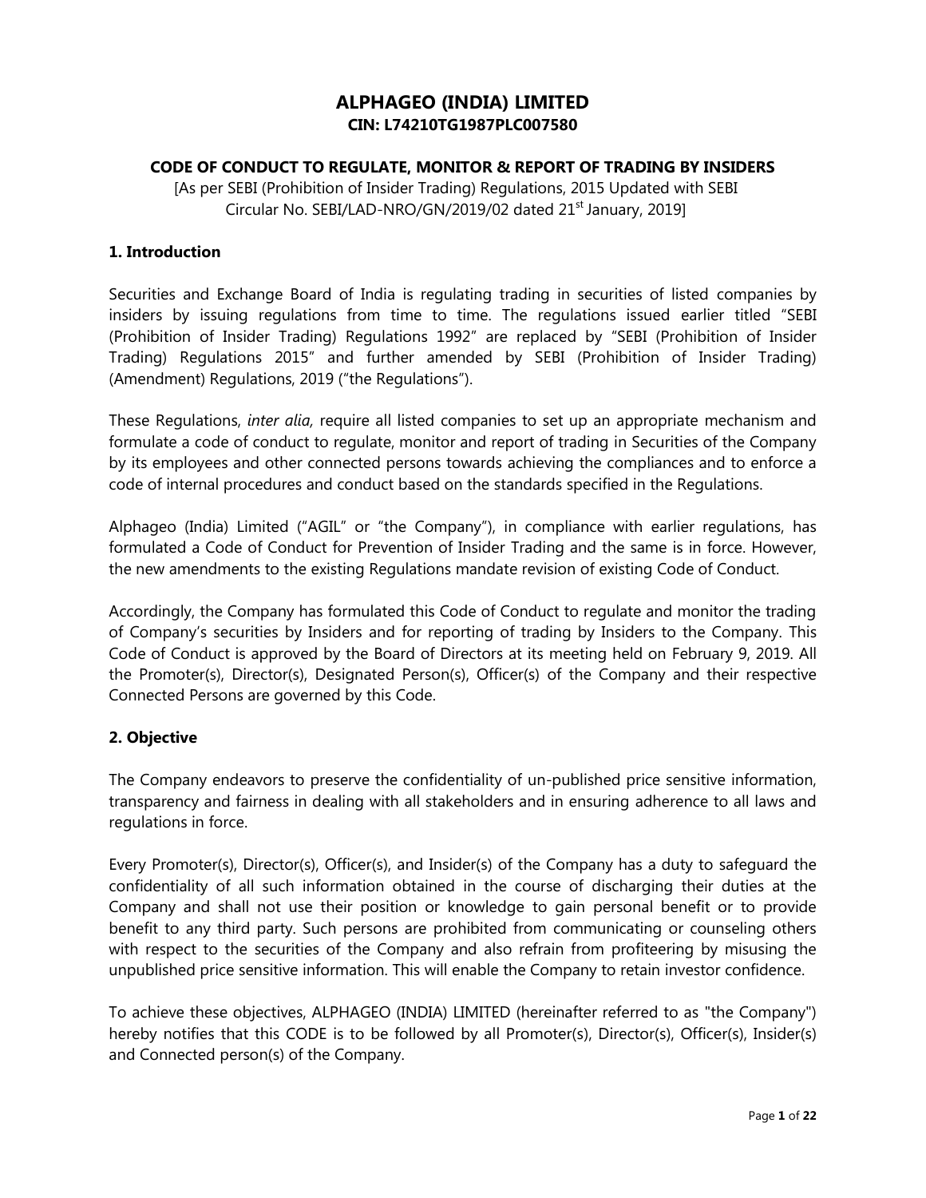# ALPHAGEO (INDIA) LIMITED

**CIN: L74210TG1987PLC007580**

## CODE OF CONDUCT TO REGULATE, MONITOR & REPORT OF TRADING BY INSIDERS

[As per SEBI (Prohibition of Insider Trading) Regulations, 2015 Updated with SEBI Circular No. SEBI/LAD-NRO/GN/2019/02 dated 21st January, 2019]

### 1. Introduction

Securities and Exchange Board of India is regulating trading in securities of listed companies by insiders by issuing regulations from time to time. The regulations issued earlier titled "SEBI (Prohibition of Insider Trading) Regulations 1992" are replaced by "SEBI (Prohibition of Insider Trading) Regulations 2015" and further amended by SEBI (Prohibition of Insider Trading) (Amendment) Regulations, 2019 ("the Regulations").

These Regulations, *inter alia,* require all listed companies to set up an appropriate mechanism and formulate a code of conduct to regulate, monitor and report of trading in Securities of the Company by its employees and other connected persons towards achieving the compliances and to enforce a code of internal procedures and conduct based on the standards specified in the Regulations.

Alphageo (India) Limited ("AGIL" or "the Company"), in compliance with earlier regulations, has formulated a Code of Conduct for Prevention of Insider Trading and the same is in force. However, the new amendments to the existing Regulations mandate revision of existing Code of Conduct.

Accordingly, the Company has formulated this Code of Conduct to regulate and monitor the trading of Company's securities by Insiders and for reporting of trading by Insiders to the Company. This Code of Conduct is approved by the Board of Directors at its meeting held on February 9, 2019. All the Promoter(s), Director(s), Designated Person(s), Officer(s) of the Company and their respective Connected Persons are governed by this Code.

### 2. Objective

The Company endeavors to preserve the confidentiality of un-published price sensitive information, transparency and fairness in dealing with all stakeholders and in ensuring adherence to all laws and regulations in force.

Every Promoter(s), Director(s), Officer(s), and Insider(s) of the Company has a duty to safeguard the confidentiality of all such information obtained in the course of discharging their duties at the Company and shall not use their position or knowledge to gain personal benefit or to provide benefit to any third party. Such persons are prohibited from communicating or counseling others with respect to the securities of the Company and also refrain from profiteering by misusing the unpublished price sensitive information. This will enable the Company to retain investor confidence.

To achieve these objectives, ALPHAGEO (INDIA) LIMITED (hereinafter referred to as "the Company") hereby notifies that this CODE is to be followed by all Promoter(s), Director(s), Officer(s), Insider(s) and Connected person(s) of the Company.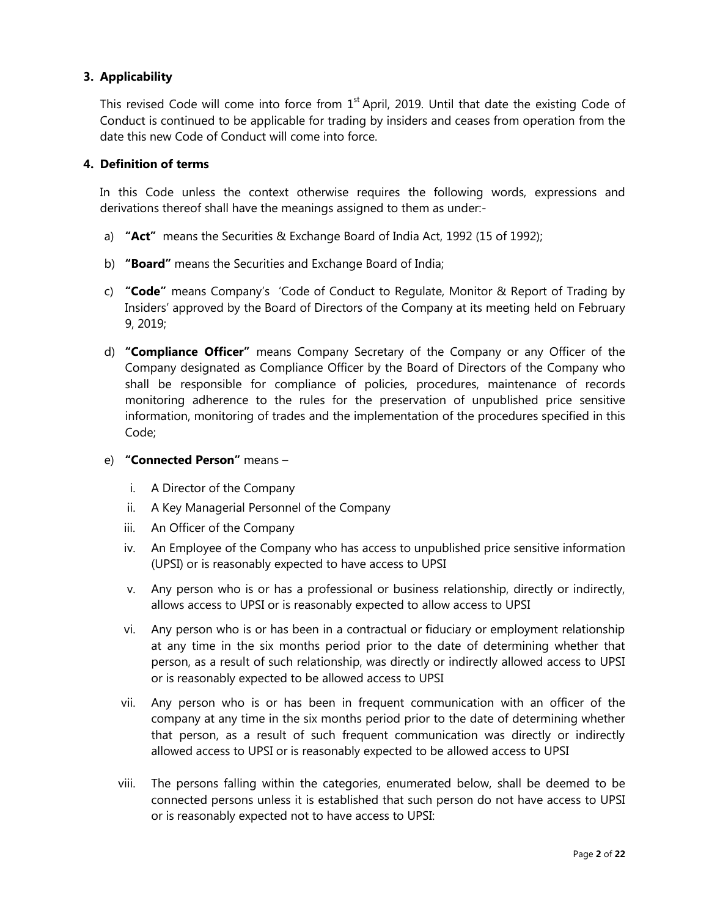## 3. Applicability

This revised Code will come into force from 1st April, 2019. Until that date the existing Code of Conduct is continued to be applicable for trading by insiders and ceases from operation from the date this new Code of Conduct will come into force.

## 4. Definition of terms

In this Code unless the context otherwise requires the following words, expressions and derivations thereof shall have the meanings assigned to them as under:-

a) **"Act"** means the Securities & Exchange Board of India Act, 1992 (15 of 1992);

b) **"Board"** means the Securities and Exchange Board of India;

c) **"Code"** means Company's 'Code of Conduct to Regulate, Monitor & Report of Trading by Insiders' approved by the Board of Directors of the Company at its meeting held on February 9, 2019;

d) **"Compliance Officer"** means Company Secretary of the Company or any Officer of the Company designated as Compliance Officer by the Board of Directors of the Company who shall be responsible for compliance of policies, procedures, maintenance of records monitoring adherence to the rules for the preservation of unpublished price sensitive information, monitoring of trades and the implementation of the procedures specified in this Code;

e) **"Connected Person"** means –

   i. A Director of the Company

   ii. A Key Managerial Personnel of the Company

   iii. An Officer of the Company

   iv. An Employee of the Company who has access to unpublished price sensitive information (UPSI) or is reasonably expected to have access to UPSI

   v. Any person who is or has a professional or business relationship, directly or indirectly, allows access to UPSI or is reasonably expected to allow access to UPSI

   vi. Any person who is or has been in a contractual or fiduciary or employment relationship at any time in the six months period prior to the date of determining whether that person, as a result of such relationship, was directly or indirectly allowed access to UPSI or is reasonably expected to be allowed access to UPSI

   vii. Any person who is or has been in frequent communication with an officer of the company at any time in the six months period prior to the date of determining whether that person, as a result of such frequent communication was directly or indirectly allowed access to UPSI or is reasonably expected to be allowed access to UPSI

   viii. The persons falling within the categories, enumerated below, shall be deemed to be connected persons unless it is established that such person do not have access to UPSI or is reasonably expected not to have access to UPSI: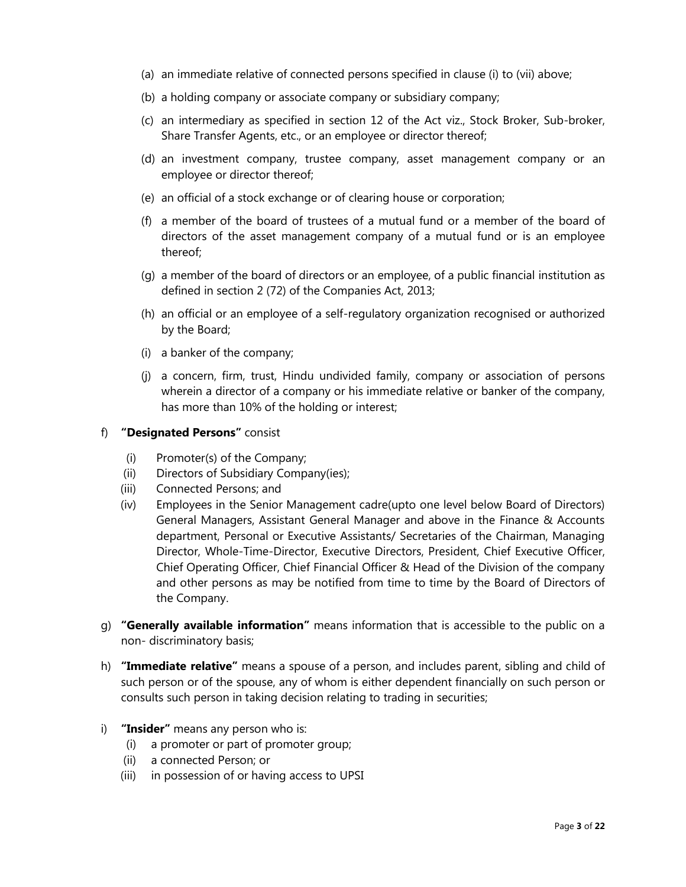(a) an immediate relative of connected persons specified in clause (i) to (vii) above;

(b) a holding company or associate company or subsidiary company;

(c) an intermediary as specified in section 12 of the Act viz., Stock Broker, Sub-broker, Share Transfer Agents, etc., or an employee or director thereof;

(d) an investment company, trustee company, asset management company or an employee or director thereof;

(e) an official of a stock exchange or of clearing house or corporation;

(f) a member of the board of trustees of a mutual fund or a member of the board of directors of the asset management company of a mutual fund or is an employee thereof;

(g) a member of the board of directors or an employee, of a public financial institution as defined in section 2 (72) of the Companies Act, 2013;

(h) an official or an employee of a self-regulatory organization recognised or authorized by the Board;

(i) a banker of the company;

(j) a concern, firm, trust, Hindu undivided family, company or association of persons wherein a director of a company or his immediate relative or banker of the company, has more than 10% of the holding or interest;

f) **"Designated Persons"** consist

(i) Promoter(s) of the Company;

(ii) Directors of Subsidiary Company(ies);

(iii) Connected Persons; and

(iv) Employees in the Senior Management cadre(upto one level below Board of Directors) General Managers, Assistant General Manager and above in the Finance & Accounts department, Personal or Executive Assistants/ Secretaries of the Chairman, Managing Director, Whole-Time-Director, Executive Directors, President, Chief Executive Officer, Chief Operating Officer, Chief Financial Officer & Head of the Division of the company and other persons as may be notified from time to time by the Board of Directors of the Company.

g) **"Generally available information"** means information that is accessible to the public on a non- discriminatory basis;

h) **"Immediate relative"** means a spouse of a person, and includes parent, sibling and child of such person or of the spouse, any of whom is either dependent financially on such person or consults such person in taking decision relating to trading in securities;

i) **"Insider"** means any person who is:

(i) a promoter or part of promoter group;

(ii) a connected Person; or

(iii) in possession of or having access to UPSI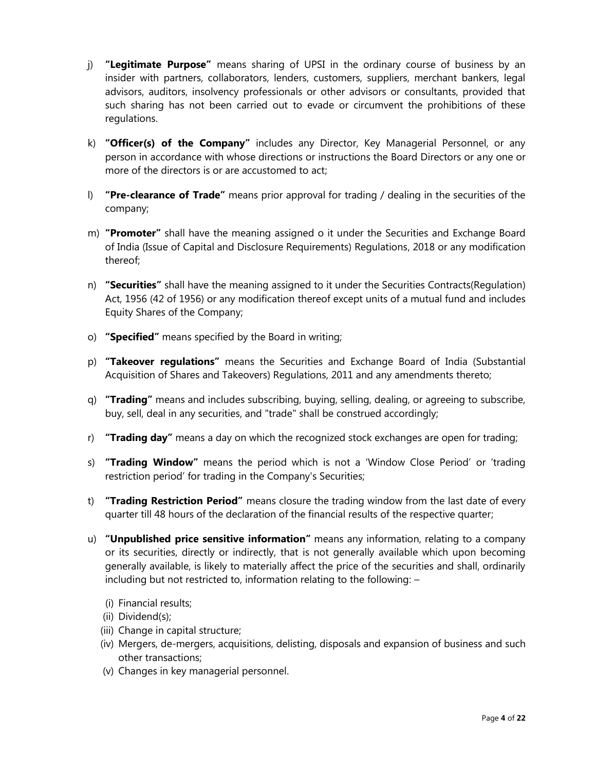j) **"Legitimate Purpose"** means sharing of UPSI in the ordinary course of business by an insider with partners, collaborators, lenders, customers, suppliers, merchant bankers, legal advisors, auditors, insolvency professionals or other advisors or consultants, provided that such sharing has not been carried out to evade or circumvent the prohibitions of these regulations.

k) **"Officer(s) of the Company"** includes any Director, Key Managerial Personnel, or any person in accordance with whose directions or instructions the Board Directors or any one or more of the directors is or are accustomed to act;

l) **"Pre-clearance of Trade"** means prior approval for trading / dealing in the securities of the company;

m) **"Promoter"** shall have the meaning assigned o it under the Securities and Exchange Board of India (Issue of Capital and Disclosure Requirements) Regulations, 2018 or any modification thereof;

n) **"Securities"** shall have the meaning assigned to it under the Securities Contracts(Regulation) Act, 1956 (42 of 1956) or any modification thereof except units of a mutual fund and includes Equity Shares of the Company;

o) **"Specified"** means specified by the Board in writing;

p) **"Takeover regulations"** means the Securities and Exchange Board of India (Substantial Acquisition of Shares and Takeovers) Regulations, 2011 and any amendments thereto;

q) **"Trading"** means and includes subscribing, buying, selling, dealing, or agreeing to subscribe, buy, sell, deal in any securities, and "trade" shall be construed accordingly;

r) **"Trading day"** means a day on which the recognized stock exchanges are open for trading;

s) **"Trading Window"** means the period which is not a 'Window Close Period' or 'trading restriction period' for trading in the Company's Securities;

t) **"Trading Restriction Period"** means closure the trading window from the last date of every quarter till 48 hours of the declaration of the financial results of the respective quarter;

u) **"Unpublished price sensitive information"** means any information, relating to a company or its securities, directly or indirectly, that is not generally available which upon becoming generally available, is likely to materially affect the price of the securities and shall, ordinarily including but not restricted to, information relating to the following: –

   (i) Financial results;
   (ii) Dividend(s);
   (iii) Change in capital structure;
   (iv) Mergers, de-mergers, acquisitions, delisting, disposals and expansion of business and such other transactions;
   (v) Changes in key managerial personnel.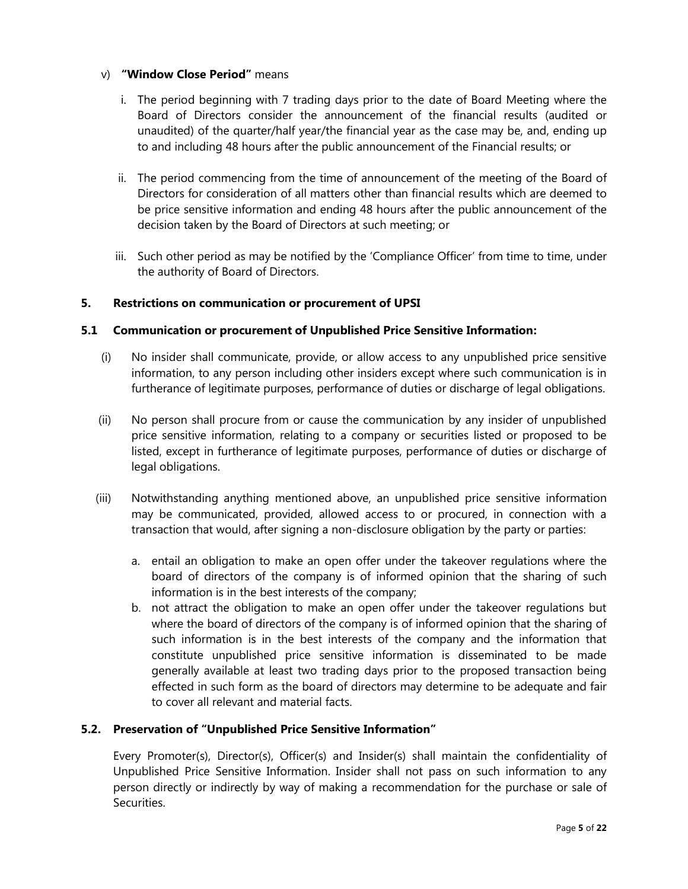v) **"Window Close Period"** means

i. The period beginning with 7 trading days prior to the date of Board Meeting where the Board of Directors consider the announcement of the financial results (audited or unaudited) of the quarter/half year/the financial year as the case may be, and, ending up to and including 48 hours after the public announcement of the Financial results; or

ii. The period commencing from the time of announcement of the meeting of the Board of Directors for consideration of all matters other than financial results which are deemed to be price sensitive information and ending 48 hours after the public announcement of the decision taken by the Board of Directors at such meeting; or

iii. Such other period as may be notified by the 'Compliance Officer' from time to time, under the authority of Board of Directors.

## 5. Restrictions on communication or procurement of UPSI

### 5.1 Communication or procurement of Unpublished Price Sensitive Information:

(i) No insider shall communicate, provide, or allow access to any unpublished price sensitive information, to any person including other insiders except where such communication is in furtherance of legitimate purposes, performance of duties or discharge of legal obligations.

(ii) No person shall procure from or cause the communication by any insider of unpublished price sensitive information, relating to a company or securities listed or proposed to be listed, except in furtherance of legitimate purposes, performance of duties or discharge of legal obligations.

(iii) Notwithstanding anything mentioned above, an unpublished price sensitive information may be communicated, provided, allowed access to or procured, in connection with a transaction that would, after signing a non-disclosure obligation by the party or parties:

a. entail an obligation to make an open offer under the takeover regulations where the board of directors of the company is of informed opinion that the sharing of such information is in the best interests of the company;

b. not attract the obligation to make an open offer under the takeover regulations but where the board of directors of the company is of informed opinion that the sharing of such information is in the best interests of the company and the information that constitute unpublished price sensitive information is disseminated to be made generally available at least two trading days prior to the proposed transaction being effected in such form as the board of directors may determine to be adequate and fair to cover all relevant and material facts.

### 5.2. Preservation of "Unpublished Price Sensitive Information"

Every Promoter(s), Director(s), Officer(s) and Insider(s) shall maintain the confidentiality of Unpublished Price Sensitive Information. Insider shall not pass on such information to any person directly or indirectly by way of making a recommendation for the purchase or sale of Securities.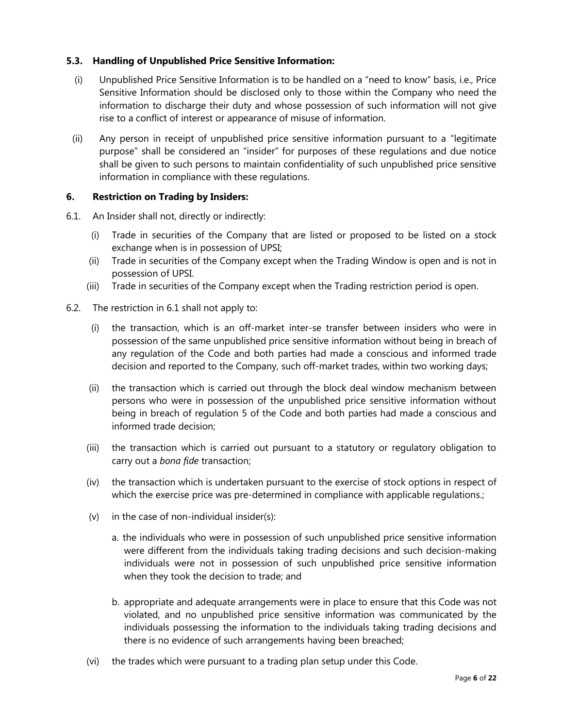### 5.3. Handling of Unpublished Price Sensitive Information:

(i) Unpublished Price Sensitive Information is to be handled on a "need to know" basis, i.e., Price Sensitive Information should be disclosed only to those within the Company who need the information to discharge their duty and whose possession of such information will not give rise to a conflict of interest or appearance of misuse of information.

(ii) Any person in receipt of unpublished price sensitive information pursuant to a "legitimate purpose" shall be considered an "insider" for purposes of these regulations and due notice shall be given to such persons to maintain confidentiality of such unpublished price sensitive information in compliance with these regulations.

## 6. Restriction on Trading by Insiders:

6.1. An Insider shall not, directly or indirectly:

(i) Trade in securities of the Company that are listed or proposed to be listed on a stock exchange when is in possession of UPSI;

(ii) Trade in securities of the Company except when the Trading Window is open and is not in possession of UPSI.

(iii) Trade in securities of the Company except when the Trading restriction period is open.

6.2. The restriction in 6.1 shall not apply to:

(i) the transaction, which is an off-market inter-se transfer between insiders who were in possession of the same unpublished price sensitive information without being in breach of any regulation of the Code and both parties had made a conscious and informed trade decision and reported to the Company, such off-market trades, within two working days;

(ii) the transaction which is carried out through the block deal window mechanism between persons who were in possession of the unpublished price sensitive information without being in breach of regulation 5 of the Code and both parties had made a conscious and informed trade decision;

(iii) the transaction which is carried out pursuant to a statutory or regulatory obligation to carry out a *bona fide* transaction;

(iv) the transaction which is undertaken pursuant to the exercise of stock options in respect of which the exercise price was pre-determined in compliance with applicable regulations.;

(v) in the case of non-individual insider(s):

a. the individuals who were in possession of such unpublished price sensitive information were different from the individuals taking trading decisions and such decision-making individuals were not in possession of such unpublished price sensitive information when they took the decision to trade; and

b. appropriate and adequate arrangements were in place to ensure that this Code was not violated, and no unpublished price sensitive information was communicated by the individuals possessing the information to the individuals taking trading decisions and there is no evidence of such arrangements having been breached;

(vi) the trades which were pursuant to a trading plan setup under this Code.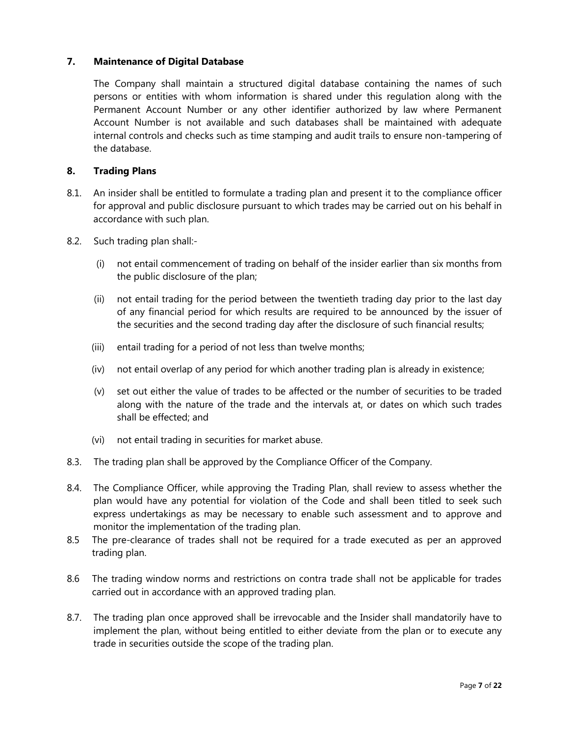## 7. Maintenance of Digital Database

The Company shall maintain a structured digital database containing the names of such persons or entities with whom information is shared under this regulation along with the Permanent Account Number or any other identifier authorized by law where Permanent Account Number is not available and such databases shall be maintained with adequate internal controls and checks such as time stamping and audit trails to ensure non-tampering of the database.

## 8. Trading Plans

8.1. An insider shall be entitled to formulate a trading plan and present it to the compliance officer for approval and public disclosure pursuant to which trades may be carried out on his behalf in accordance with such plan.

8.2. Such trading plan shall:-

- (i) not entail commencement of trading on behalf of the insider earlier than six months from the public disclosure of the plan;
- (ii) not entail trading for the period between the twentieth trading day prior to the last day of any financial period for which results are required to be announced by the issuer of the securities and the second trading day after the disclosure of such financial results;
- (iii) entail trading for a period of not less than twelve months;
- (iv) not entail overlap of any period for which another trading plan is already in existence;
- (v) set out either the value of trades to be affected or the number of securities to be traded along with the nature of the trade and the intervals at, or dates on which such trades shall be effected; and
- (vi) not entail trading in securities for market abuse.

8.3. The trading plan shall be approved by the Compliance Officer of the Company.

8.4. The Compliance Officer, while approving the Trading Plan, shall review to assess whether the plan would have any potential for violation of the Code and shall been titled to seek such express undertakings as may be necessary to enable such assessment and to approve and monitor the implementation of the trading plan.

8.5 The pre-clearance of trades shall not be required for a trade executed as per an approved trading plan.

8.6 The trading window norms and restrictions on contra trade shall not be applicable for trades carried out in accordance with an approved trading plan.

8.7. The trading plan once approved shall be irrevocable and the Insider shall mandatorily have to implement the plan, without being entitled to either deviate from the plan or to execute any trade in securities outside the scope of the trading plan.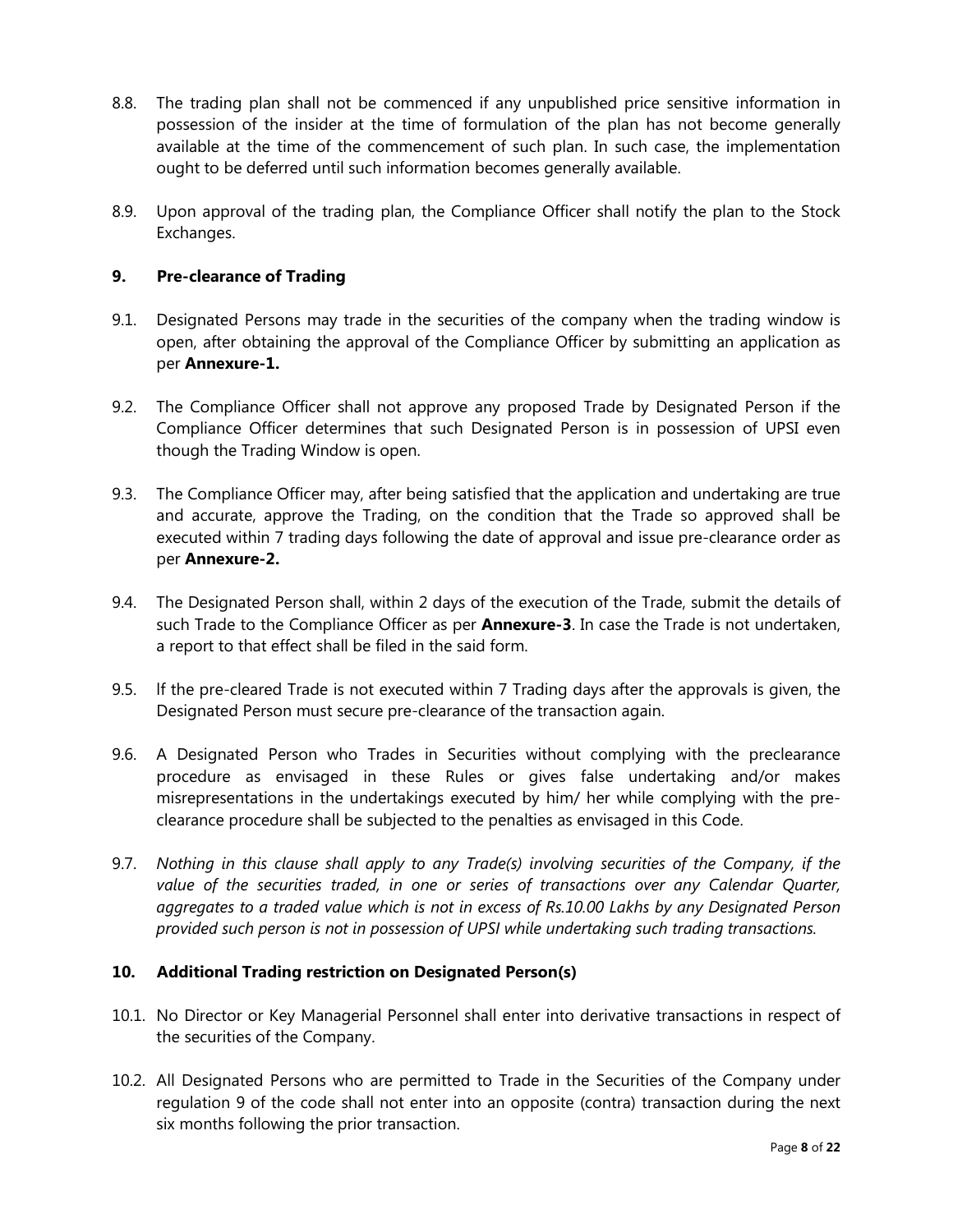8.8. The trading plan shall not be commenced if any unpublished price sensitive information in possession of the insider at the time of formulation of the plan has not become generally available at the time of the commencement of such plan. In such case, the implementation ought to be deferred until such information becomes generally available.

8.9. Upon approval of the trading plan, the Compliance Officer shall notify the plan to the Stock Exchanges.

## 9. Pre-clearance of Trading

9.1. Designated Persons may trade in the securities of the company when the trading window is open, after obtaining the approval of the Compliance Officer by submitting an application as per **Annexure-1.**

9.2. The Compliance Officer shall not approve any proposed Trade by Designated Person if the Compliance Officer determines that such Designated Person is in possession of UPSI even though the Trading Window is open.

9.3. The Compliance Officer may, after being satisfied that the application and undertaking are true and accurate, approve the Trading, on the condition that the Trade so approved shall be executed within 7 trading days following the date of approval and issue pre-clearance order as per **Annexure-2.**

9.4. The Designated Person shall, within 2 days of the execution of the Trade, submit the details of such Trade to the Compliance Officer as per **Annexure-3**. In case the Trade is not undertaken, a report to that effect shall be filed in the said form.

9.5. lf the pre-cleared Trade is not executed within 7 Trading days after the approvals is given, the Designated Person must secure pre-clearance of the transaction again.

9.6. A Designated Person who Trades in Securities without complying with the preclearance procedure as envisaged in these Rules or gives false undertaking and/or makes misrepresentations in the undertakings executed by him/ her while complying with the pre-clearance procedure shall be subjected to the penalties as envisaged in this Code.

9.7. *Nothing in this clause shall apply to any Trade(s) involving securities of the Company, if the value of the securities traded, in one or series of transactions over any Calendar Quarter, aggregates to a traded value which is not in excess of Rs.10.00 Lakhs by any Designated Person provided such person is not in possession of UPSI while undertaking such trading transactions.*

## 10. Additional Trading restriction on Designated Person(s)

10.1. No Director or Key Managerial Personnel shall enter into derivative transactions in respect of the securities of the Company.

10.2. All Designated Persons who are permitted to Trade in the Securities of the Company under regulation 9 of the code shall not enter into an opposite (contra) transaction during the next six months following the prior transaction.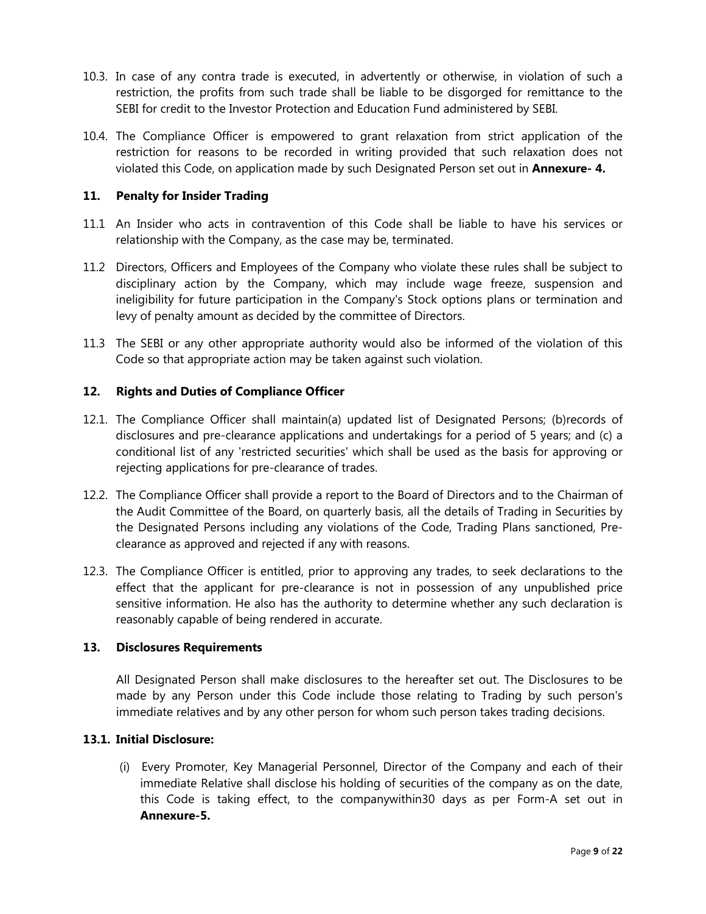10.3. In case of any contra trade is executed, in advertently or otherwise, in violation of such a restriction, the profits from such trade shall be liable to be disgorged for remittance to the SEBI for credit to the Investor Protection and Education Fund administered by SEBI.

10.4. The Compliance Officer is empowered to grant relaxation from strict application of the restriction for reasons to be recorded in writing provided that such relaxation does not violated this Code, on application made by such Designated Person set out in **Annexure- 4.**

## 11. Penalty for Insider Trading

11.1 An Insider who acts in contravention of this Code shall be liable to have his services or relationship with the Company, as the case may be, terminated.

11.2 Directors, Officers and Employees of the Company who violate these rules shall be subject to disciplinary action by the Company, which may include wage freeze, suspension and ineligibility for future participation in the Company's Stock options plans or termination and levy of penalty amount as decided by the committee of Directors.

11.3 The SEBI or any other appropriate authority would also be informed of the violation of this Code so that appropriate action may be taken against such violation.

## 12. Rights and Duties of Compliance Officer

12.1. The Compliance Officer shall maintain(a) updated list of Designated Persons; (b)records of disclosures and pre-clearance applications and undertakings for a period of 5 years; and (c) a conditional list of any 'restricted securities' which shall be used as the basis for approving or rejecting applications for pre-clearance of trades.

12.2. The Compliance Officer shall provide a report to the Board of Directors and to the Chairman of the Audit Committee of the Board, on quarterly basis, all the details of Trading in Securities by the Designated Persons including any violations of the Code, Trading Plans sanctioned, Pre-clearance as approved and rejected if any with reasons.

12.3. The Compliance Officer is entitled, prior to approving any trades, to seek declarations to the effect that the applicant for pre-clearance is not in possession of any unpublished price sensitive information. He also has the authority to determine whether any such declaration is reasonably capable of being rendered in accurate.

## 13. Disclosures Requirements

All Designated Person shall make disclosures to the hereafter set out. The Disclosures to be made by any Person under this Code include those relating to Trading by such person's immediate relatives and by any other person for whom such person takes trading decisions.

### 13.1. Initial Disclosure:

(i) Every Promoter, Key Managerial Personnel, Director of the Company and each of their immediate Relative shall disclose his holding of securities of the company as on the date, this Code is taking effect, to the companywithin30 days as per Form-A set out in **Annexure-5.**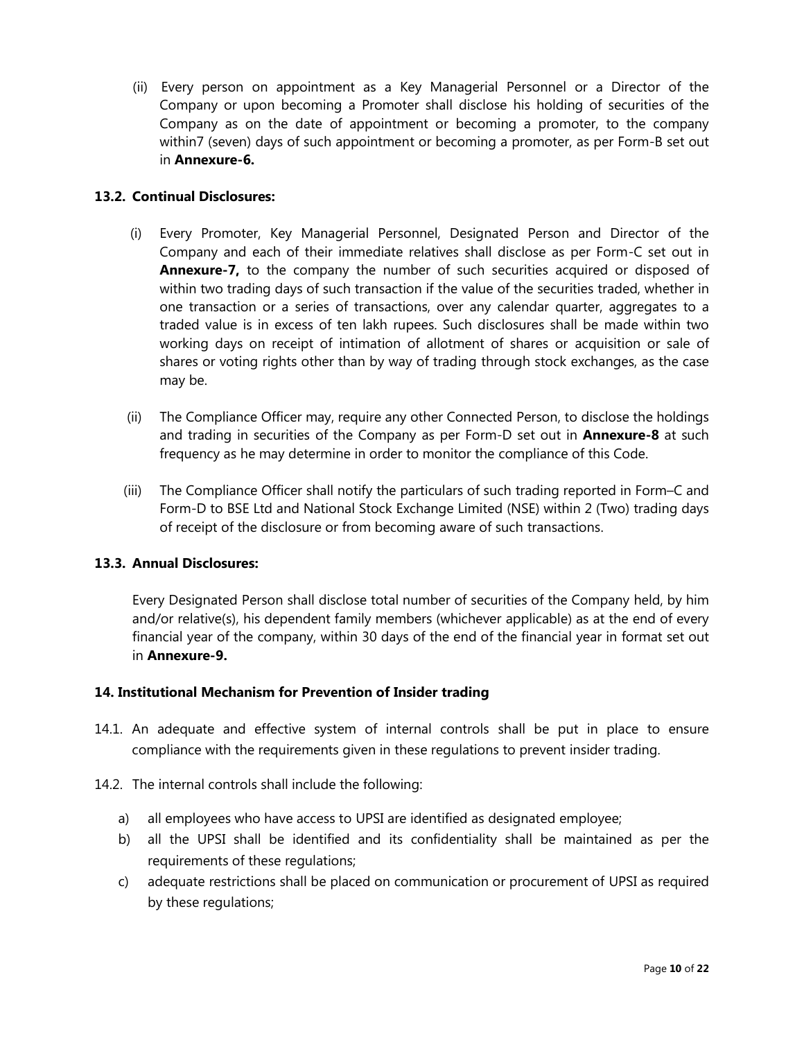(ii) Every person on appointment as a Key Managerial Personnel or a Director of the Company or upon becoming a Promoter shall disclose his holding of securities of the Company as on the date of appointment or becoming a promoter, to the company within7 (seven) days of such appointment or becoming a promoter, as per Form-B set out in **Annexure-6.**

### 13.2. Continual Disclosures:

(i) Every Promoter, Key Managerial Personnel, Designated Person and Director of the Company and each of their immediate relatives shall disclose as per Form-C set out in **Annexure-7,** to the company the number of such securities acquired or disposed of within two trading days of such transaction if the value of the securities traded, whether in one transaction or a series of transactions, over any calendar quarter, aggregates to a traded value is in excess of ten lakh rupees. Such disclosures shall be made within two working days on receipt of intimation of allotment of shares or acquisition or sale of shares or voting rights other than by way of trading through stock exchanges, as the case may be.

(ii) The Compliance Officer may, require any other Connected Person, to disclose the holdings and trading in securities of the Company as per Form-D set out in **Annexure-8** at such frequency as he may determine in order to monitor the compliance of this Code.

(iii) The Compliance Officer shall notify the particulars of such trading reported in Form–C and Form-D to BSE Ltd and National Stock Exchange Limited (NSE) within 2 (Two) trading days of receipt of the disclosure or from becoming aware of such transactions.

### 13.3. Annual Disclosures:

Every Designated Person shall disclose total number of securities of the Company held, by him and/or relative(s), his dependent family members (whichever applicable) as at the end of every financial year of the company, within 30 days of the end of the financial year in format set out in **Annexure-9.**

## 14. Institutional Mechanism for Prevention of Insider trading

14.1. An adequate and effective system of internal controls shall be put in place to ensure compliance with the requirements given in these regulations to prevent insider trading.

14.2. The internal controls shall include the following:

a) all employees who have access to UPSI are identified as designated employee;

b) all the UPSI shall be identified and its confidentiality shall be maintained as per the requirements of these regulations;

c) adequate restrictions shall be placed on communication or procurement of UPSI as required by these regulations;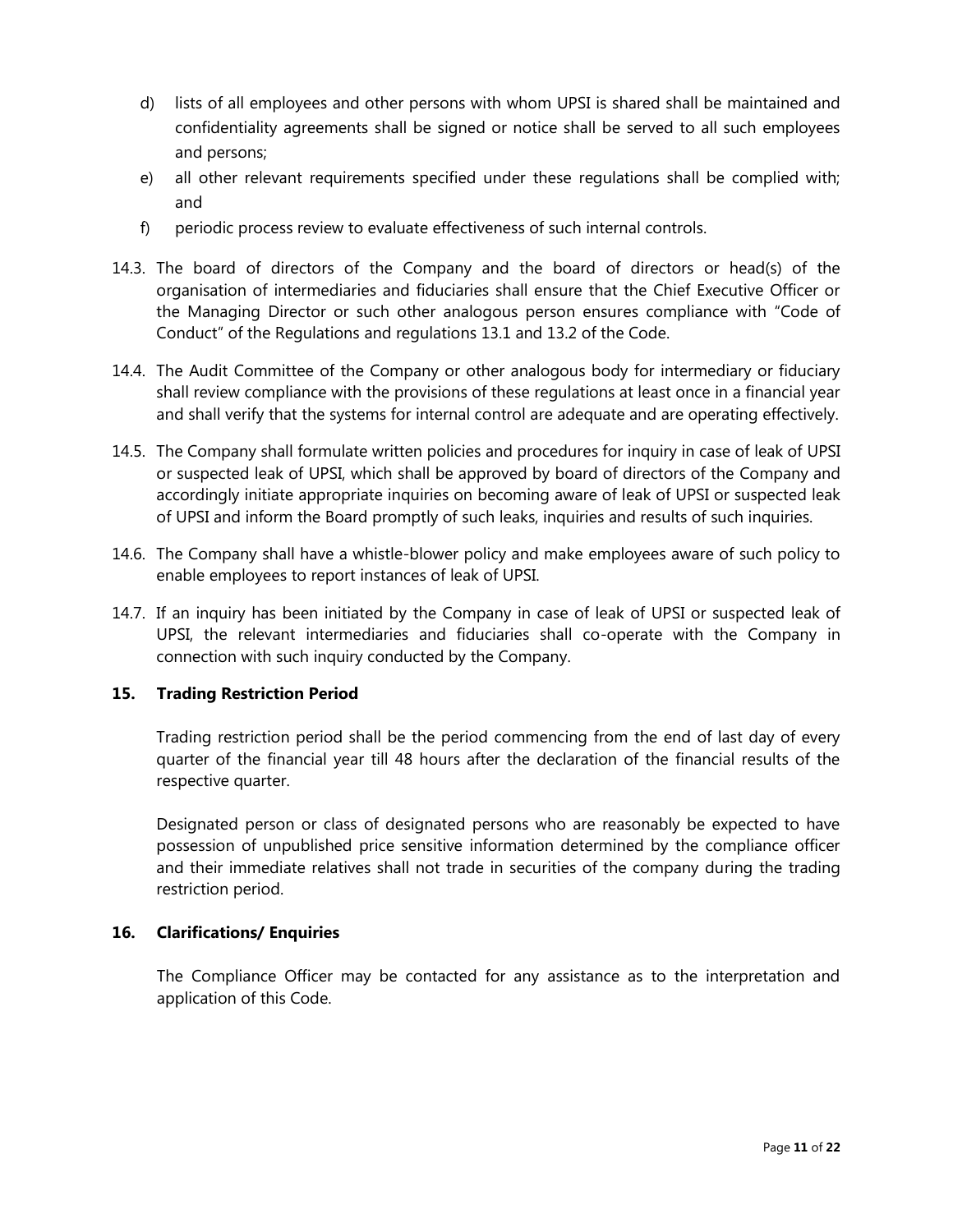d) lists of all employees and other persons with whom UPSI is shared shall be maintained and confidentiality agreements shall be signed or notice shall be served to all such employees and persons;

e) all other relevant requirements specified under these regulations shall be complied with; and

f) periodic process review to evaluate effectiveness of such internal controls.

14.3. The board of directors of the Company and the board of directors or head(s) of the organisation of intermediaries and fiduciaries shall ensure that the Chief Executive Officer or the Managing Director or such other analogous person ensures compliance with "Code of Conduct" of the Regulations and regulations 13.1 and 13.2 of the Code.

14.4. The Audit Committee of the Company or other analogous body for intermediary or fiduciary shall review compliance with the provisions of these regulations at least once in a financial year and shall verify that the systems for internal control are adequate and are operating effectively.

14.5. The Company shall formulate written policies and procedures for inquiry in case of leak of UPSI or suspected leak of UPSI, which shall be approved by board of directors of the Company and accordingly initiate appropriate inquiries on becoming aware of leak of UPSI or suspected leak of UPSI and inform the Board promptly of such leaks, inquiries and results of such inquiries.

14.6. The Company shall have a whistle-blower policy and make employees aware of such policy to enable employees to report instances of leak of UPSI.

14.7. If an inquiry has been initiated by the Company in case of leak of UPSI or suspected leak of UPSI, the relevant intermediaries and fiduciaries shall co-operate with the Company in connection with such inquiry conducted by the Company.

## 15. Trading Restriction Period

Trading restriction period shall be the period commencing from the end of last day of every quarter of the financial year till 48 hours after the declaration of the financial results of the respective quarter.

Designated person or class of designated persons who are reasonably be expected to have possession of unpublished price sensitive information determined by the compliance officer and their immediate relatives shall not trade in securities of the company during the trading restriction period.

## 16. Clarifications/ Enquiries

The Compliance Officer may be contacted for any assistance as to the interpretation and application of this Code.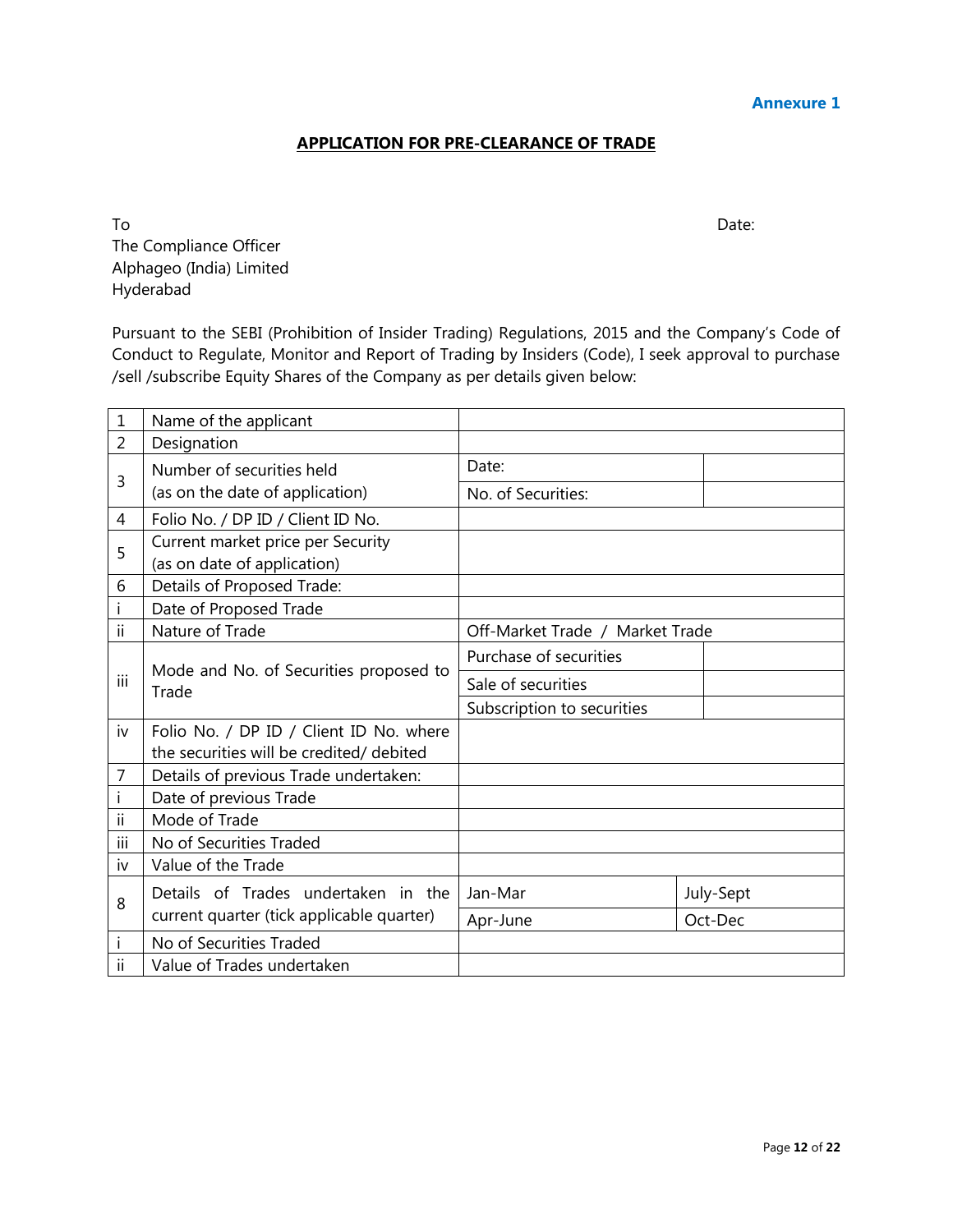**Annexure 1**

## APPLICATION FOR PRE-CLEARANCE OF TRADE

To

The Compliance Officer
Alphageo (India) Limited
Hyderabad

Date:

Pursuant to the SEBI (Prohibition of Insider Trading) Regulations, 2015 and the Company's Code of Conduct to Regulate, Monitor and Report of Trading by Insiders (Code), I seek approval to purchase /sell /subscribe Equity Shares of the Company as per details given below:

| | | | |
|---|---|---|---|
| 1 | Name of the applicant | | |
| 2 | Designation | | |
| 3 | Number of securities held (as on the date of application) | Date: | |
| | | No. of Securities: | |
| 4 | Folio No. / DP ID / Client ID No. | | |
| 5 | Current market price per Security (as on date of application) | | |
| 6 | Details of Proposed Trade: | | |
| i | Date of Proposed Trade | | |
| ii | Nature of Trade | Off-Market Trade / Market Trade | |
| iii | Mode and No. of Securities proposed to Trade | Purchase of securities | |
| | | Sale of securities | |
| | | Subscription to securities | |
| iv | Folio No. / DP ID / Client ID No. where the securities will be credited/ debited | | |
| 7 | Details of previous Trade undertaken: | | |
| i | Date of previous Trade | | |
| ii | Mode of Trade | | |
| iii | No of Securities Traded | | |
| iv | Value of the Trade | | |
| 8 | Details of Trades undertaken in the current quarter (tick applicable quarter) | Jan-Mar | July-Sept |
| | | Apr-June | Oct-Dec |
| i | No of Securities Traded | | |
| ii | Value of Trades undertaken | | |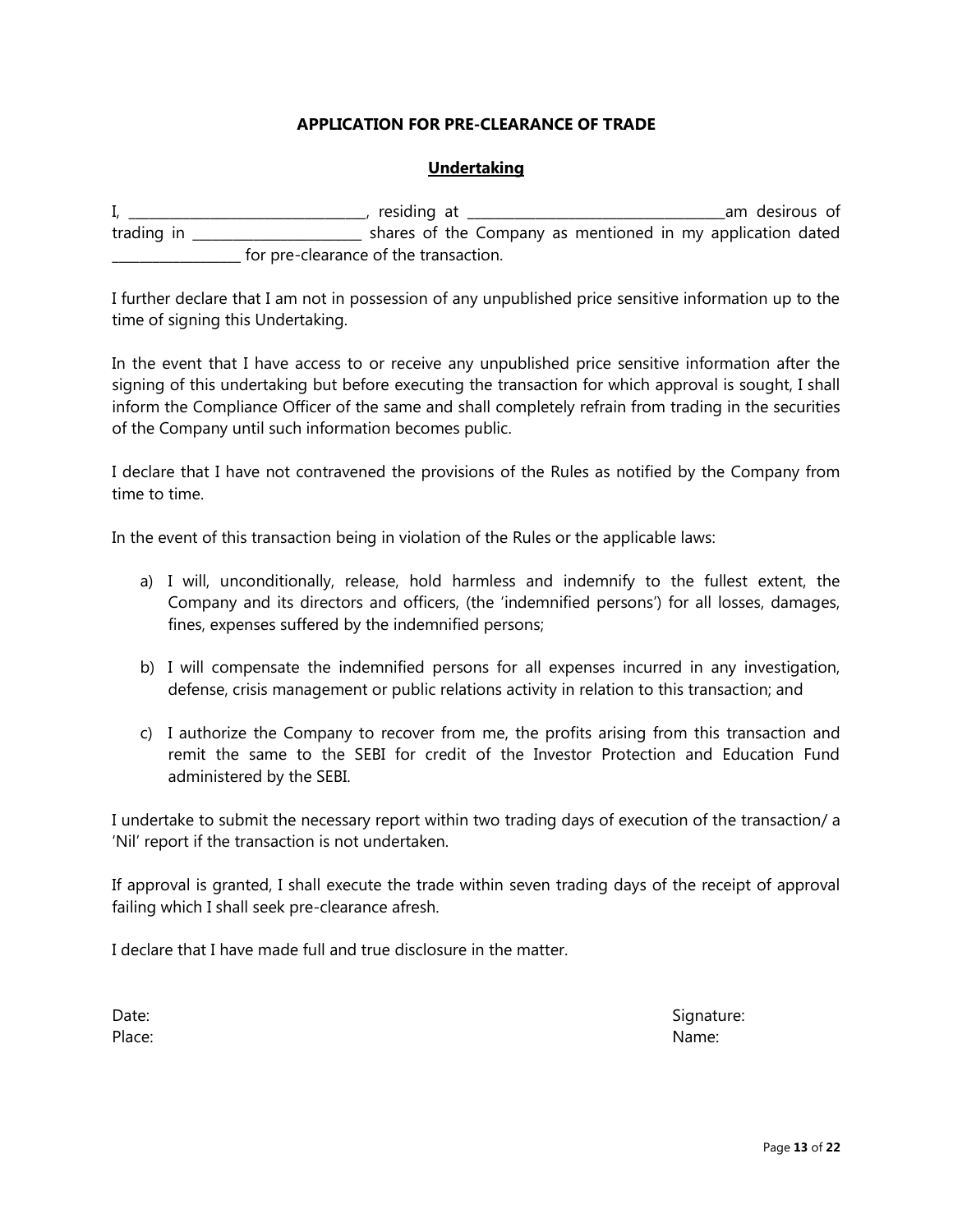**APPLICATION FOR PRE-CLEARANCE OF TRADE**

**Undertaking**

I, ________________________________, residing at ___________________________________am desirous of trading in ______________________ shares of the Company as mentioned in my application dated _________________ for pre-clearance of the transaction.

I further declare that I am not in possession of any unpublished price sensitive information up to the time of signing this Undertaking.

In the event that I have access to or receive any unpublished price sensitive information after the signing of this undertaking but before executing the transaction for which approval is sought, I shall inform the Compliance Officer of the same and shall completely refrain from trading in the securities of the Company until such information becomes public.

I declare that I have not contravened the provisions of the Rules as notified by the Company from time to time.

In the event of this transaction being in violation of the Rules or the applicable laws:

a) I will, unconditionally, release, hold harmless and indemnify to the fullest extent, the Company and its directors and officers, (the 'indemnified persons') for all losses, damages, fines, expenses suffered by the indemnified persons;

b) I will compensate the indemnified persons for all expenses incurred in any investigation, defense, crisis management or public relations activity in relation to this transaction; and

c) I authorize the Company to recover from me, the profits arising from this transaction and remit the same to the SEBI for credit of the Investor Protection and Education Fund administered by the SEBI.

I undertake to submit the necessary report within two trading days of execution of the transaction/ a 'Nil' report if the transaction is not undertaken.

If approval is granted, I shall execute the trade within seven trading days of the receipt of approval failing which I shall seek pre-clearance afresh.

I declare that I have made full and true disclosure in the matter.

Date: Signature:

Place: Name: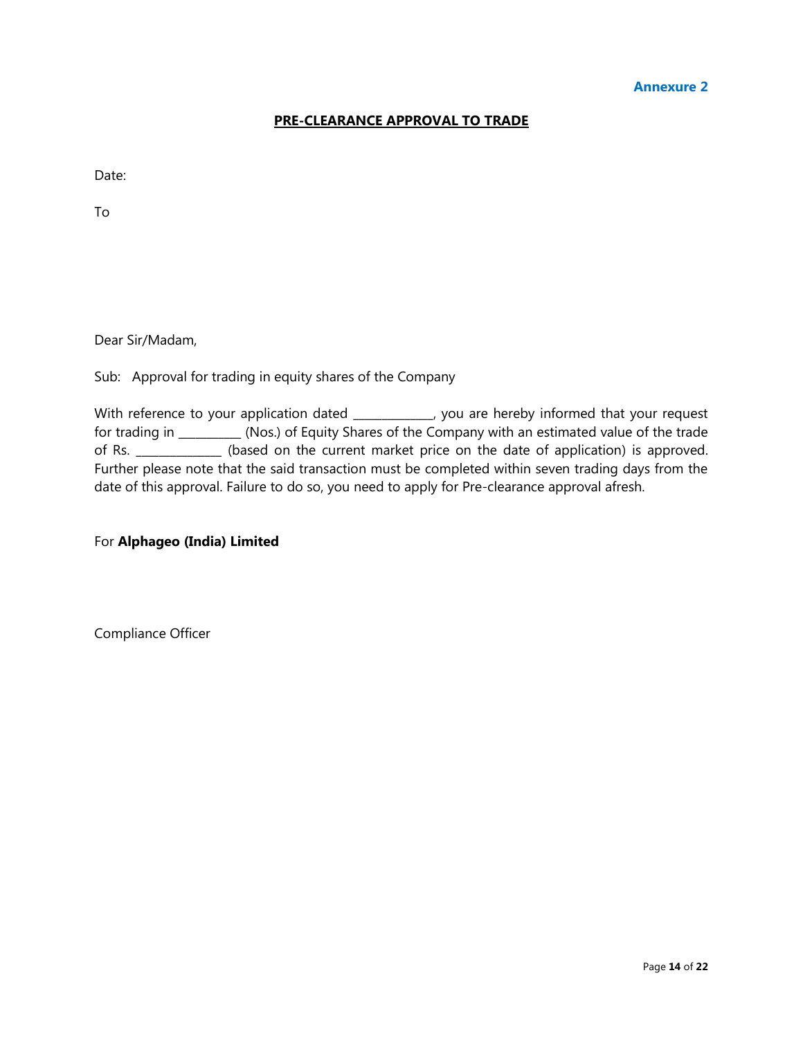**Annexure 2**

## PRE-CLEARANCE APPROVAL TO TRADE

Date:

To

Dear Sir/Madam,

Sub: Approval for trading in equity shares of the Company

With reference to your application dated _____________, you are hereby informed that your request for trading in __________ (Nos.) of Equity Shares of the Company with an estimated value of the trade of Rs. ______________ (based on the current market price on the date of application) is approved. Further please note that the said transaction must be completed within seven trading days from the date of this approval. Failure to do so, you need to apply for Pre-clearance approval afresh.

For **Alphageo (India) Limited**

Compliance Officer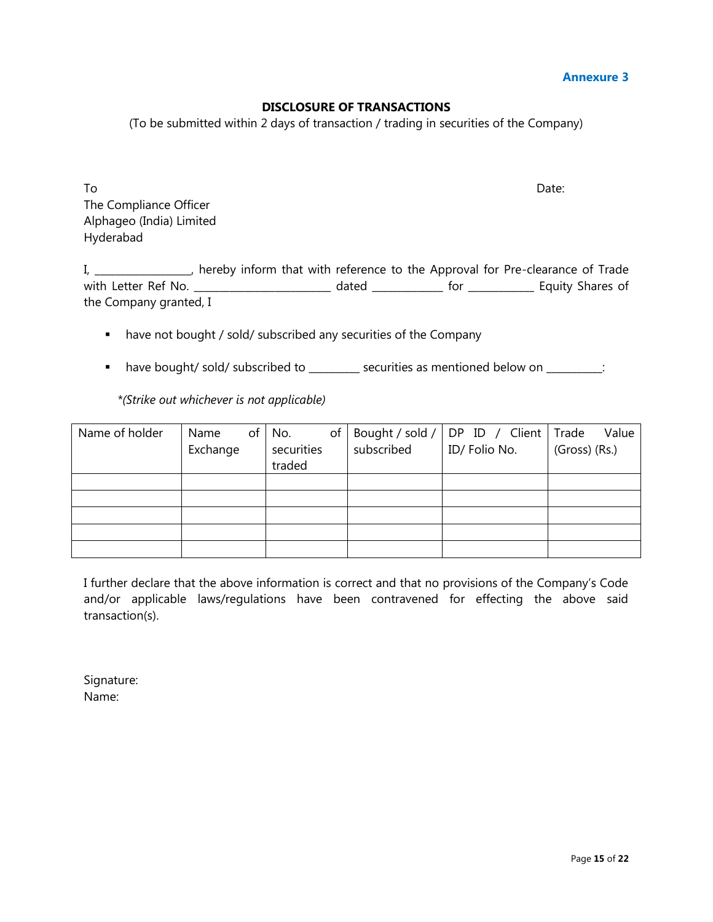**Annexure 3**

## DISCLOSURE OF TRANSACTIONS

(To be submitted within 2 days of transaction / trading in securities of the Company)

To

The Compliance Officer
Alphageo (India) Limited
Hyderabad

Date:

I, _________________, hereby inform that with reference to the Approval for Pre-clearance of Trade with Letter Ref No. ________________________ dated _____________ for ____________ Equity Shares of the Company granted, I

- have not bought / sold/ subscribed any securities of the Company
- have bought/ sold/ subscribed to _________ securities as mentioned below on __________:

*\*(Strike out whichever is not applicable)*

| Name of holder | Name of Exchange | No. of securities traded | Bought / sold / subscribed | DP ID / Client ID/ Folio No. | Trade Value (Gross) (Rs.) |
|---|---|---|---|---|---|
| | | | | | |
| | | | | | |
| | | | | | |
| | | | | | |
| | | | | | |

I further declare that the above information is correct and that no provisions of the Company's Code and/or applicable laws/regulations have been contravened for effecting the above said transaction(s).

Signature:
Name: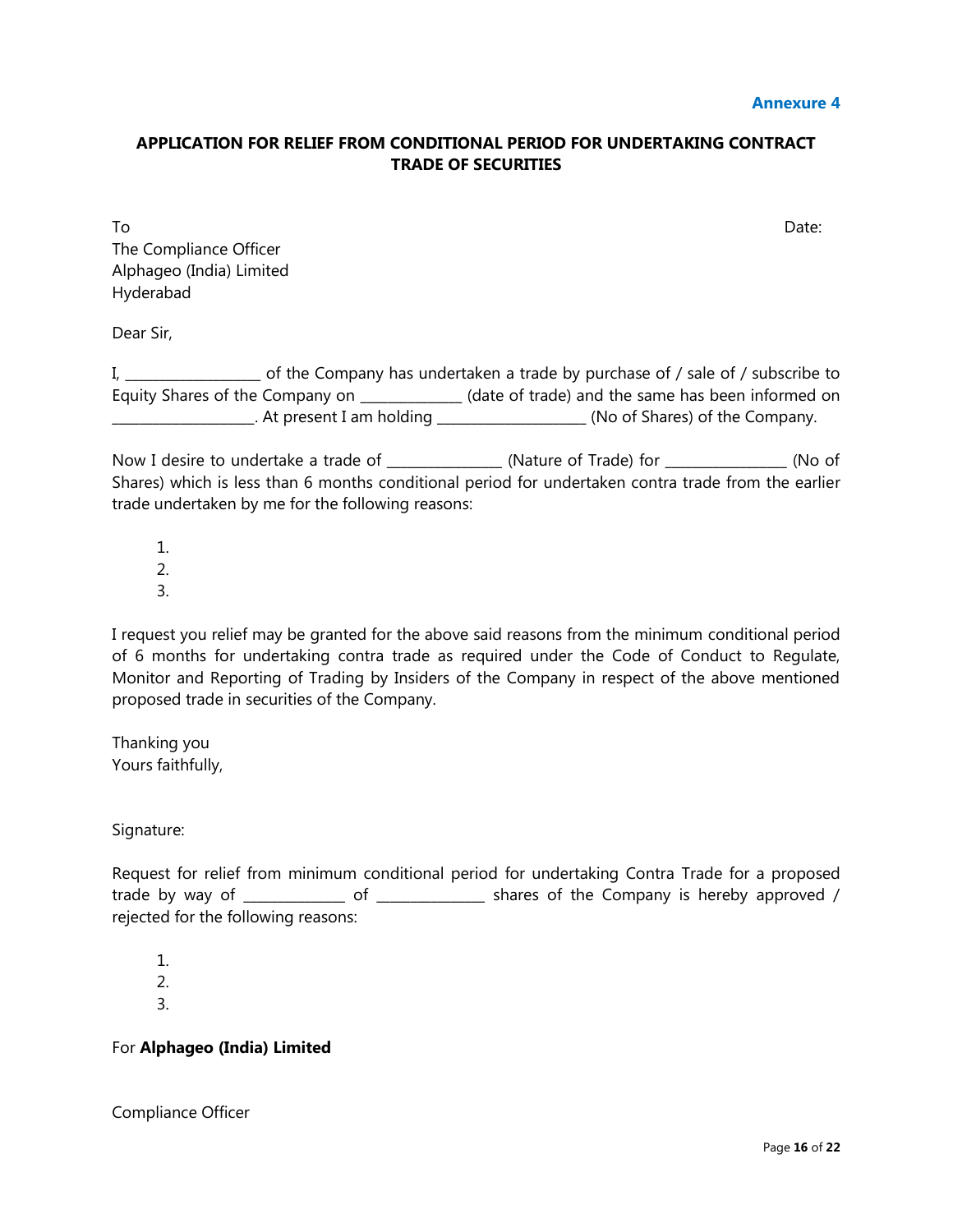**Annexure 4**

## APPLICATION FOR RELIEF FROM CONDITIONAL PERIOD FOR UNDERTAKING CONTRACT TRADE OF SECURITIES

To

The Compliance Officer
Alphageo (India) Limited
Hyderabad

Date:

Dear Sir,

I, ___________________ of the Company has undertaken a trade by purchase of / sale of / subscribe to Equity Shares of the Company on ______________ (date of trade) and the same has been informed on ____________________. At present I am holding _____________________ (No of Shares) of the Company.

Now I desire to undertake a trade of ________________ (Nature of Trade) for _________________ (No of Shares) which is less than 6 months conditional period for undertaken contra trade from the earlier trade undertaken by me for the following reasons:

1.
2.
3.

I request you relief may be granted for the above said reasons from the minimum conditional period of 6 months for undertaking contra trade as required under the Code of Conduct to Regulate, Monitor and Reporting of Trading by Insiders of the Company in respect of the above mentioned proposed trade in securities of the Company.

Thanking you
Yours faithfully,

Signature:

Request for relief from minimum conditional period for undertaking Contra Trade for a proposed trade by way of ______________ of _______________ shares of the Company is hereby approved / rejected for the following reasons:

1.
2.
3.

For **Alphageo (India) Limited**

Compliance Officer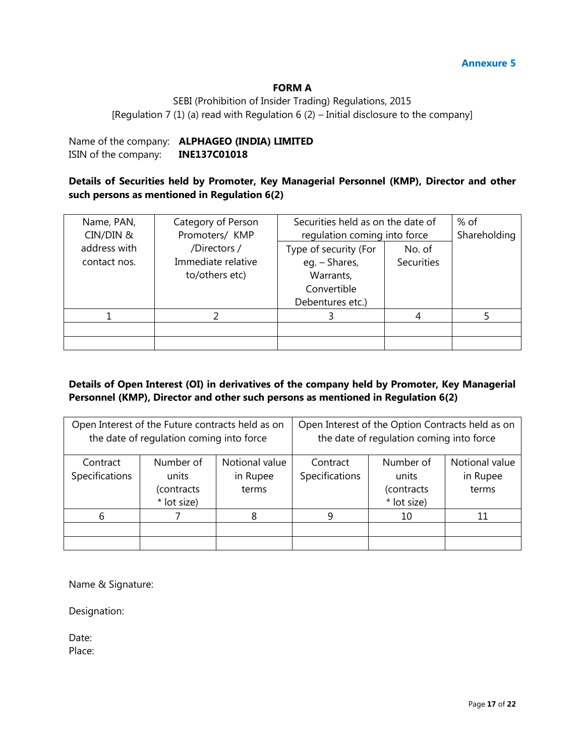**Annexure 5**

# FORM A

SEBI (Prohibition of Insider Trading) Regulations, 2015
[Regulation 7 (1) (a) read with Regulation 6 (2) – Initial disclosure to the company]

Name of the company: **ALPHAGEO (INDIA) LIMITED**
ISIN of the company: **INE137C01018**

**Details of Securities held by Promoter, Key Managerial Personnel (KMP), Director and other such persons as mentioned in Regulation 6(2)**

| Name, PAN, CIN/DIN & address with contact nos. | Category of Person Promoters/ KMP /Directors / Immediate relative to/others etc) | Securities held as on the date of regulation coming into force | | % of Shareholding |
|---|---|---|---|---|
| | | Type of security (For eg. – Shares, Warrants, Convertible Debentures etc.) | No. of Securities | |
| 1 | 2 | 3 | 4 | 5 |
| | | | | |
| | | | | |

**Details of Open Interest (OI) in derivatives of the company held by Promoter, Key Managerial Personnel (KMP), Director and other such persons as mentioned in Regulation 6(2)**

| Open Interest of the Future contracts held as on the date of regulation coming into force | | | Open Interest of the Option Contracts held as on the date of regulation coming into force | | |
|---|---|---|---|---|---|
| Contract Specifications | Number of units (contracts * lot size) | Notional value in Rupee terms | Contract Specifications | Number of units (contracts * lot size) | Notional value in Rupee terms |
| 6 | 7 | 8 | 9 | 10 | 11 |
| | | | | | |
| | | | | | |

Name & Signature:

Designation:

Date:
Place: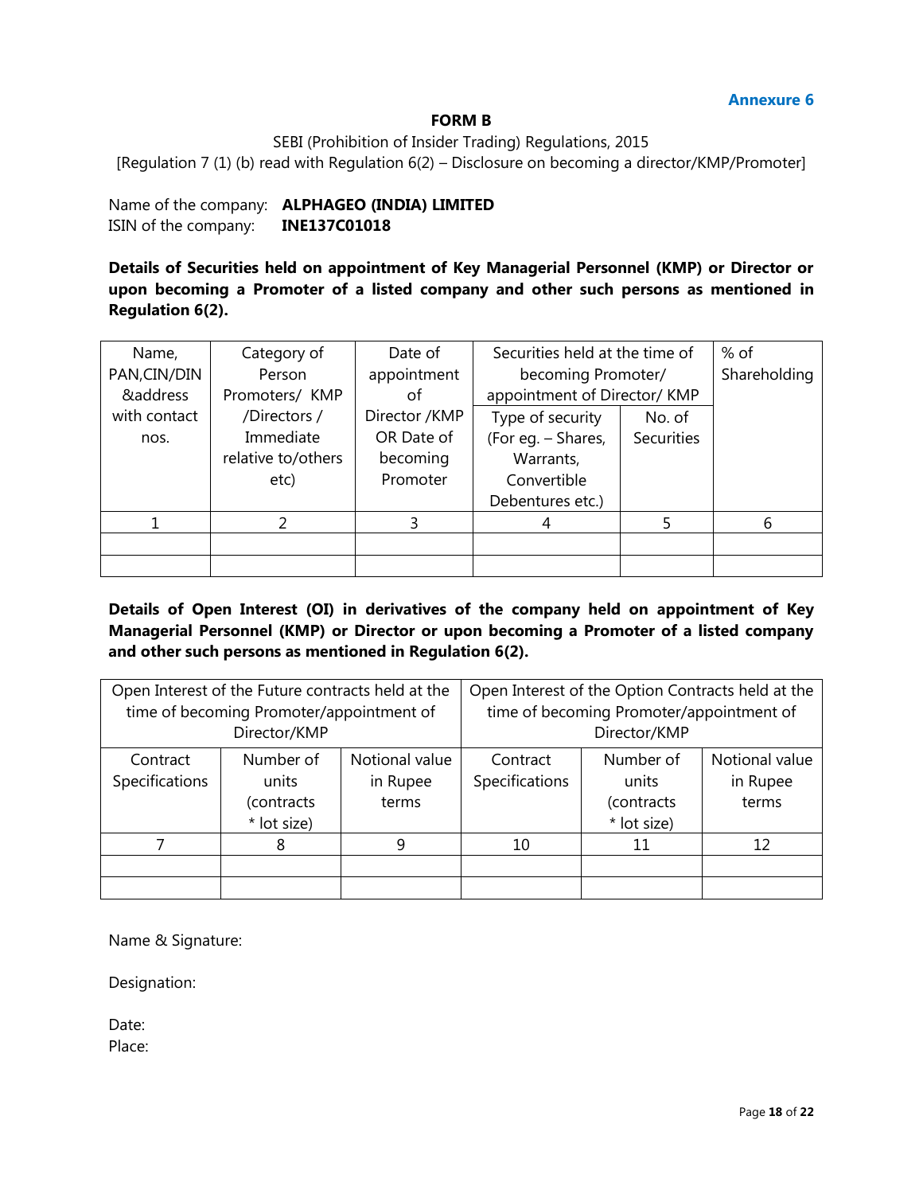**Annexure 6**

# FORM B

SEBI (Prohibition of Insider Trading) Regulations, 2015

[Regulation 7 (1) (b) read with Regulation 6(2) – Disclosure on becoming a director/KMP/Promoter]

Name of the company: **ALPHAGEO (INDIA) LIMITED**
ISIN of the company: **INE137C01018**

**Details of Securities held on appointment of Key Managerial Personnel (KMP) or Director or upon becoming a Promoter of a listed company and other such persons as mentioned in Regulation 6(2).**

| Name, PAN,CIN/DIN &address with contact nos. | Category of Person Promoters/ KMP /Directors / Immediate relative to/others etc) | Date of appointment of Director /KMP OR Date of becoming Promoter | Securities held at the time of becoming Promoter/ appointment of Director/ KMP | | % of Shareholding |
|---|---|---|---|---|---|
| | | | Type of security (For eg. – Shares, Warrants, Convertible Debentures etc.) | No. of Securities | |
| 1 | 2 | 3 | 4 | 5 | 6 |
| | | | | | |
| | | | | | |

**Details of Open Interest (OI) in derivatives of the company held on appointment of Key Managerial Personnel (KMP) or Director or upon becoming a Promoter of a listed company and other such persons as mentioned in Regulation 6(2).**

| Open Interest of the Future contracts held at the time of becoming Promoter/appointment of Director/KMP | | | Open Interest of the Option Contracts held at the time of becoming Promoter/appointment of Director/KMP | | |
|---|---|---|---|---|---|
| Contract Specifications | Number of units (contracts * lot size) | Notional value in Rupee terms | Contract Specifications | Number of units (contracts * lot size) | Notional value in Rupee terms |
| 7 | 8 | 9 | 10 | 11 | 12 |
| | | | | | |
| | | | | | |

Name & Signature:

Designation:

Date:
Place: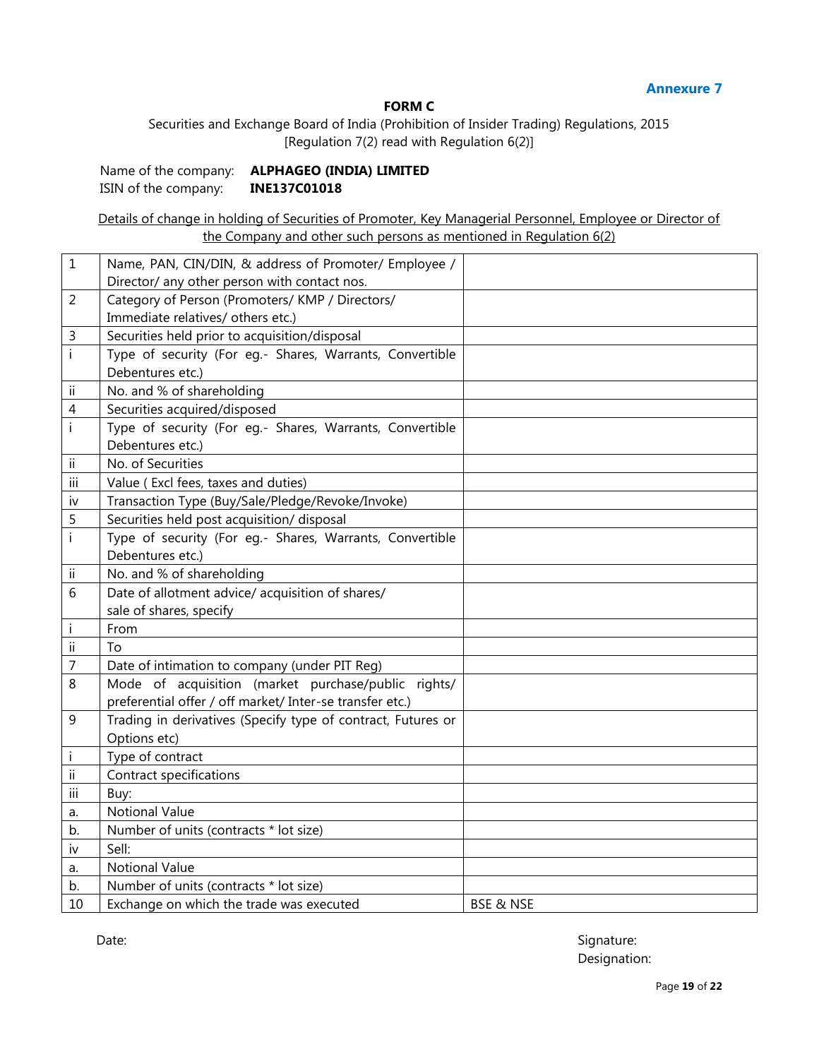**Annexure 7**

**FORM C**

Securities and Exchange Board of India (Prohibition of Insider Trading) Regulations, 2015
[Regulation 7(2) read with Regulation 6(2)]

Name of the company: **ALPHAGEO (INDIA) LIMITED**
ISIN of the company: **INE137C01018**

Details of change in holding of Securities of Promoter, Key Managerial Personnel, Employee or Director of the Company and other such persons as mentioned in Regulation 6(2)

| | | |
|---|---|---|
| 1 | Name, PAN, CIN/DIN, & address of Promoter/ Employee / Director/ any other person with contact nos. | |
| 2 | Category of Person (Promoters/ KMP / Directors/ Immediate relatives/ others etc.) | |
| 3 | Securities held prior to acquisition/disposal | |
| i | Type of security (For eg.- Shares, Warrants, Convertible Debentures etc.) | |
| ii | No. and % of shareholding | |
| 4 | Securities acquired/disposed | |
| i | Type of security (For eg.- Shares, Warrants, Convertible Debentures etc.) | |
| ii | No. of Securities | |
| iii | Value ( Excl fees, taxes and duties) | |
| iv | Transaction Type (Buy/Sale/Pledge/Revoke/Invoke) | |
| 5 | Securities held post acquisition/ disposal | |
| i | Type of security (For eg.- Shares, Warrants, Convertible Debentures etc.) | |
| ii | No. and % of shareholding | |
| 6 | Date of allotment advice/ acquisition of shares/ sale of shares, specify | |
| i | From | |
| ii | To | |
| 7 | Date of intimation to company (under PIT Reg) | |
| 8 | Mode of acquisition (market purchase/public rights/ preferential offer / off market/ Inter-se transfer etc.) | |
| 9 | Trading in derivatives (Specify type of contract, Futures or Options etc) | |
| i | Type of contract | |
| ii | Contract specifications | |
| iii | Buy: | |
| a. | Notional Value | |
| b. | Number of units (contracts * lot size) | |
| iv | Sell: | |
| a. | Notional Value | |
| b. | Number of units (contracts * lot size) | |
| 10 | Exchange on which the trade was executed | BSE & NSE |

Date:

Signature:
Designation: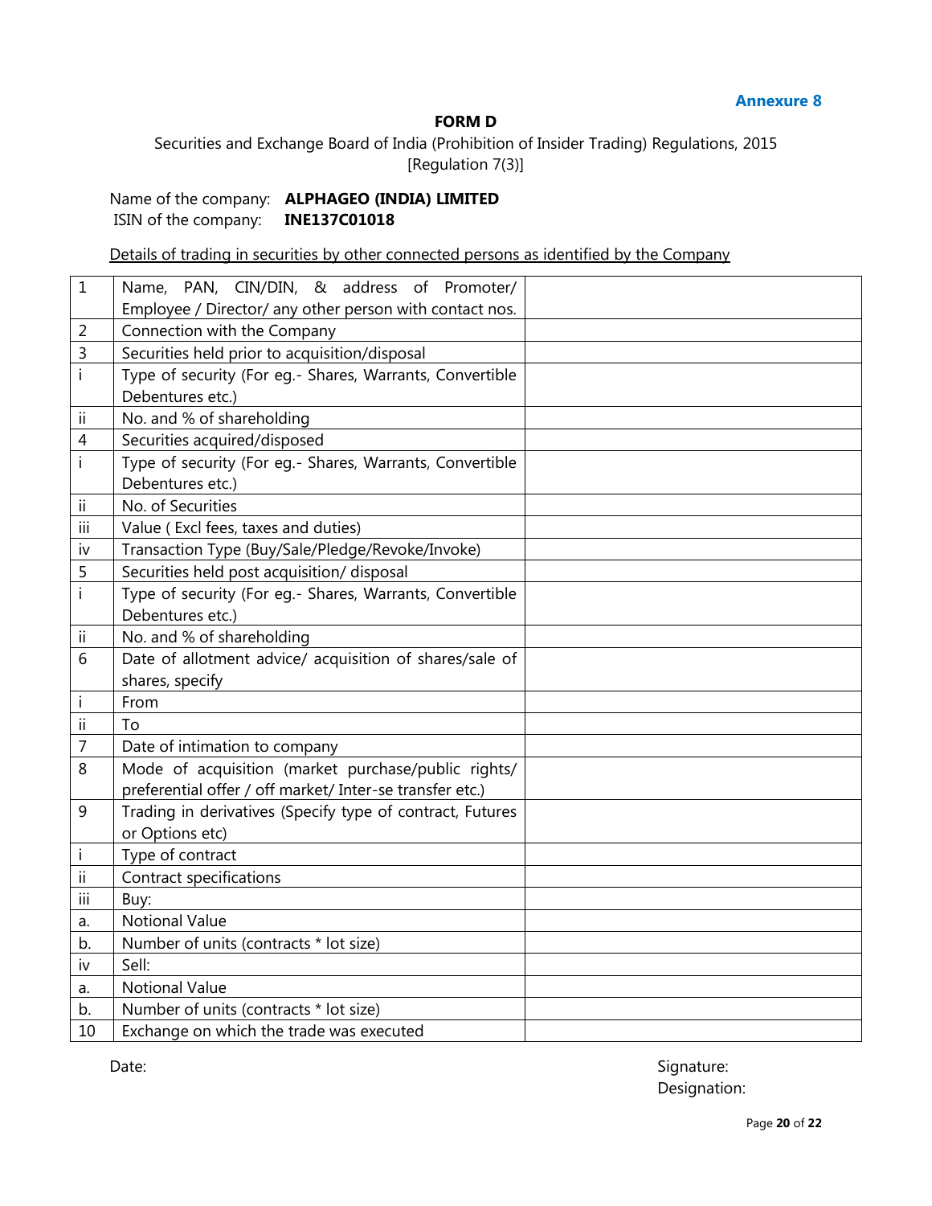**Annexure 8**

**FORM D**

Securities and Exchange Board of India (Prohibition of Insider Trading) Regulations, 2015
[Regulation 7(3)]

Name of the company: **ALPHAGEO (INDIA) LIMITED**
ISIN of the company: **INE137C01018**

Details of trading in securities by other connected persons as identified by the Company

| | | |
|---|---|---|
| 1 | Name, PAN, CIN/DIN, & address of Promoter/ Employee / Director/ any other person with contact nos. | |
| 2 | Connection with the Company | |
| 3 | Securities held prior to acquisition/disposal | |
| i | Type of security (For eg.- Shares, Warrants, Convertible Debentures etc.) | |
| ii | No. and % of shareholding | |
| 4 | Securities acquired/disposed | |
| i | Type of security (For eg.- Shares, Warrants, Convertible Debentures etc.) | |
| ii | No. of Securities | |
| iii | Value ( Excl fees, taxes and duties) | |
| iv | Transaction Type (Buy/Sale/Pledge/Revoke/Invoke) | |
| 5 | Securities held post acquisition/ disposal | |
| i | Type of security (For eg.- Shares, Warrants, Convertible Debentures etc.) | |
| ii | No. and % of shareholding | |
| 6 | Date of allotment advice/ acquisition of shares/sale of shares, specify | |
| i | From | |
| ii | To | |
| 7 | Date of intimation to company | |
| 8 | Mode of acquisition (market purchase/public rights/ preferential offer / off market/ Inter-se transfer etc.) | |
| 9 | Trading in derivatives (Specify type of contract, Futures or Options etc) | |
| i | Type of contract | |
| ii | Contract specifications | |
| iii | Buy: | |
| a. | Notional Value | |
| b. | Number of units (contracts * lot size) | |
| iv | Sell: | |
| a. | Notional Value | |
| b. | Number of units (contracts * lot size) | |
| 10 | Exchange on which the trade was executed | |

Date:

Signature:
Designation: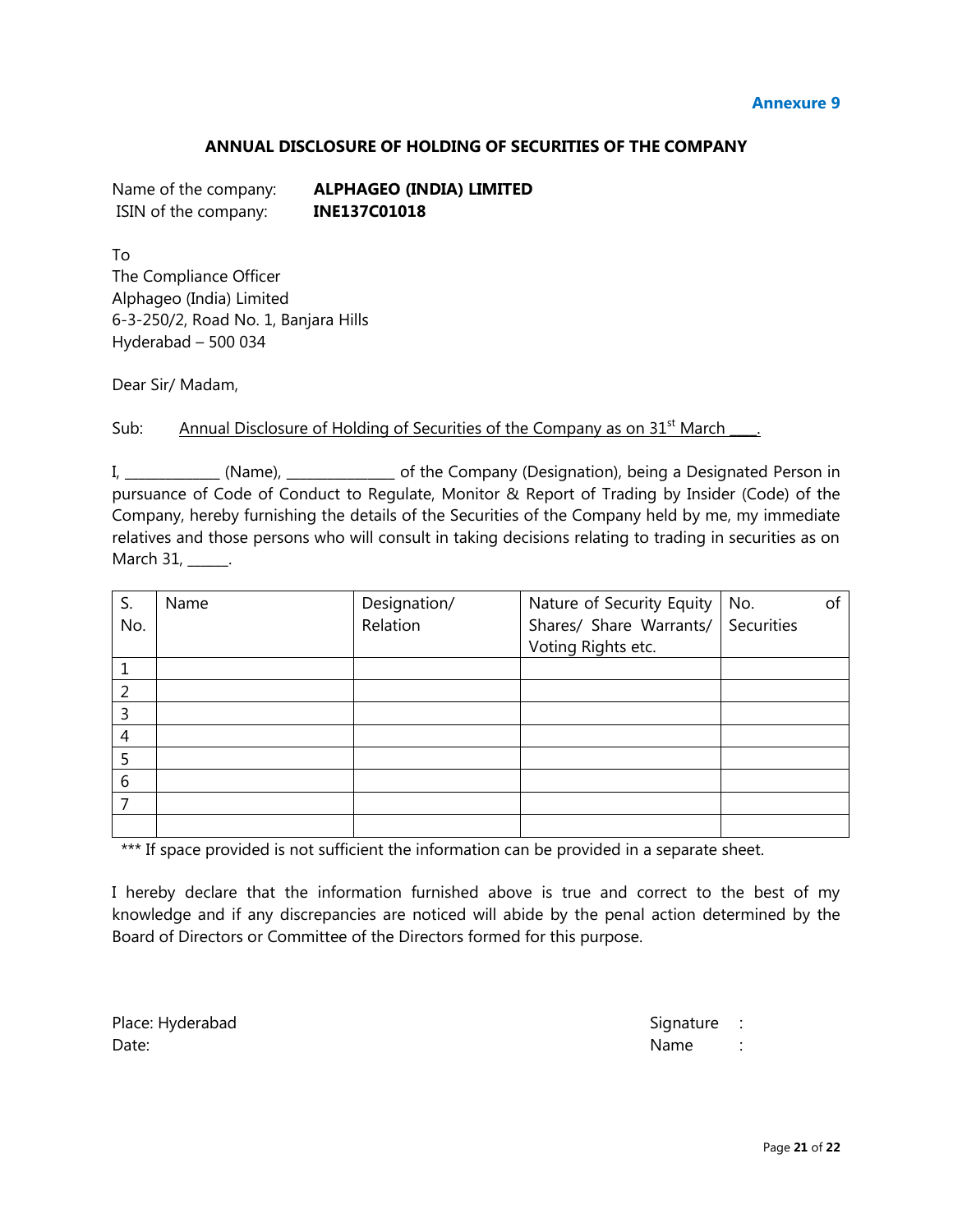**Annexure 9**

## ANNUAL DISCLOSURE OF HOLDING OF SECURITIES OF THE COMPANY

Name of the company: **ALPHAGEO (INDIA) LIMITED**
ISIN of the company: **INE137C01018**

To
The Compliance Officer
Alphageo (India) Limited
6-3-250/2, Road No. 1, Banjara Hills
Hyderabad – 500 034

Dear Sir/ Madam,

Sub: Annual Disclosure of Holding of Securities of the Company as on 31st March ____.

I, _____________ (Name), ______________ of the Company (Designation), being a Designated Person in pursuance of Code of Conduct to Regulate, Monitor & Report of Trading by Insider (Code) of the Company, hereby furnishing the details of the Securities of the Company held by me, my immediate relatives and those persons who will consult in taking decisions relating to trading in securities as on March 31, ______.

| S. No. | Name | Designation/ Relation | Nature of Security Equity Shares/ Share Warrants/ Voting Rights etc. | No. of Securities |
|---|---|---|---|---|
| 1 | | | | |
| 2 | | | | |
| 3 | | | | |
| 4 | | | | |
| 5 | | | | |
| 6 | | | | |
| 7 | | | | |
| | | | | |

*** If space provided is not sufficient the information can be provided in a separate sheet.

I hereby declare that the information furnished above is true and correct to the best of my knowledge and if any discrepancies are noticed will abide by the penal action determined by the Board of Directors or Committee of the Directors formed for this purpose.

Place: Hyderabad
Date:

Signature :
Name :